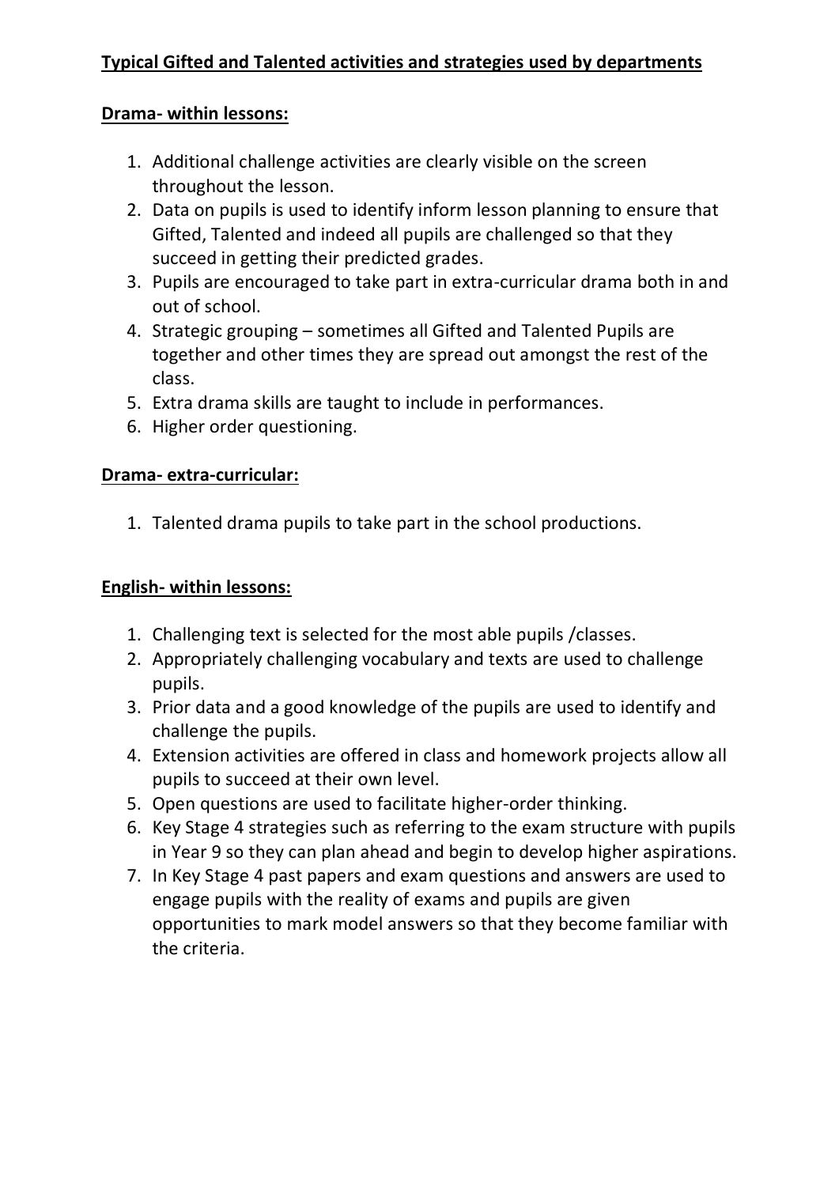**Typical Gifted and Talented activities and strategies used by departments**

**Drama- within lessons:**

1. Additional challenge activities are clearly visible on the screen throughout the lesson.
2. Data on pupils is used to identify inform lesson planning to ensure that Gifted, Talented and indeed all pupils are challenged so that they succeed in getting their predicted grades.
3. Pupils are encouraged to take part in extra-curricular drama both in and out of school.
4. Strategic grouping – sometimes all Gifted and Talented Pupils are together and other times they are spread out amongst the rest of the class.
5. Extra drama skills are taught to include in performances.
6. Higher order questioning.

**Drama- extra-curricular:**

1. Talented drama pupils to take part in the school productions.

**English- within lessons:**

1. Challenging text is selected for the most able pupils /classes.
2. Appropriately challenging vocabulary and texts are used to challenge pupils.
3. Prior data and a good knowledge of the pupils are used to identify and challenge the pupils.
4. Extension activities are offered in class and homework projects allow all pupils to succeed at their own level.
5. Open questions are used to facilitate higher-order thinking.
6. Key Stage 4 strategies such as referring to the exam structure with pupils in Year 9 so they can plan ahead and begin to develop higher aspirations.
7. In Key Stage 4 past papers and exam questions and answers are used to engage pupils with the reality of exams and pupils are given opportunities to mark model answers so that they become familiar with the criteria.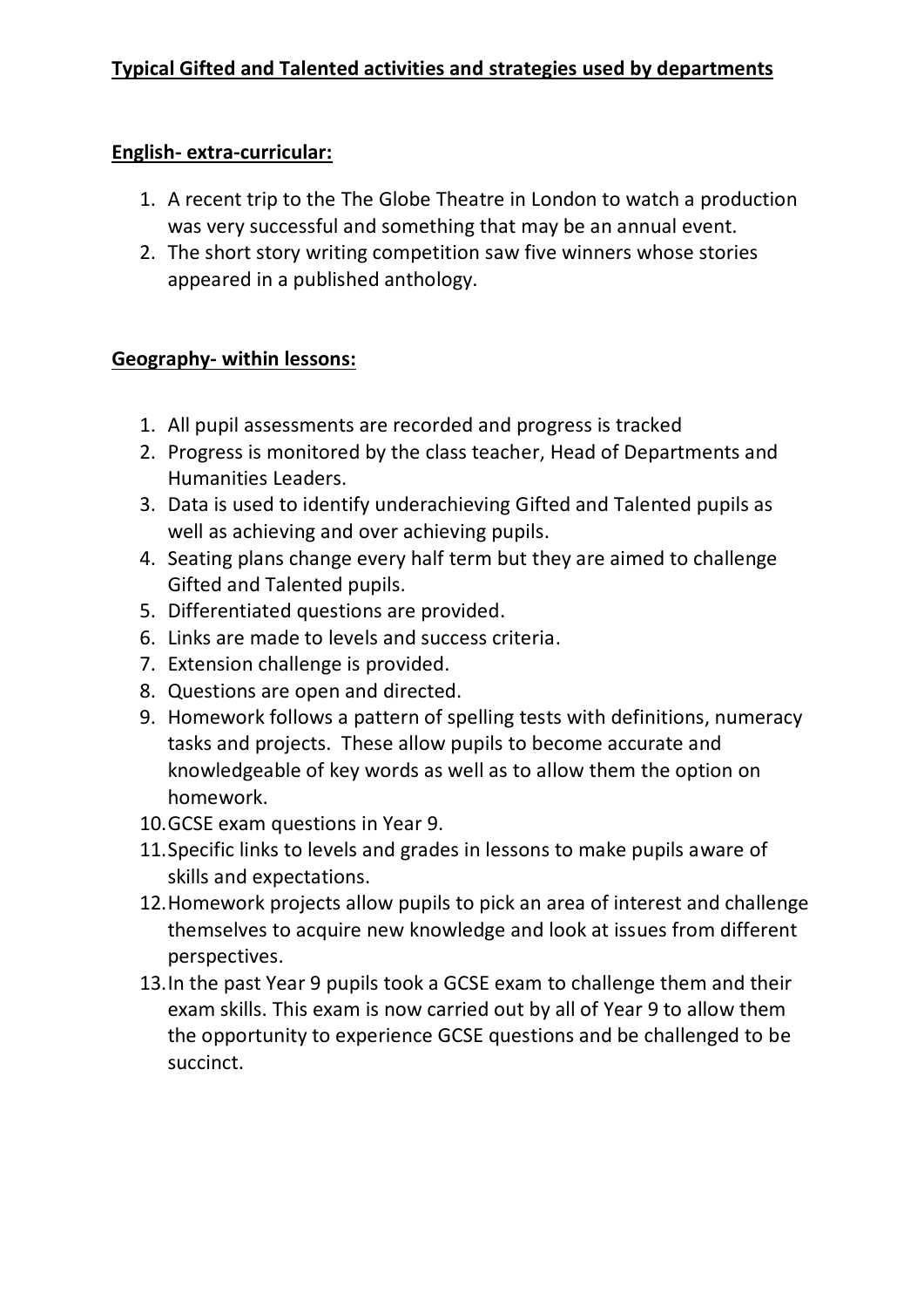**Typical Gifted and Talented activities and strategies used by departments**

**English- extra-curricular:**

1. A recent trip to the The Globe Theatre in London to watch a production was very successful and something that may be an annual event.
2. The short story writing competition saw five winners whose stories appeared in a published anthology.

**Geography- within lessons:**

1. All pupil assessments are recorded and progress is tracked
2. Progress is monitored by the class teacher, Head of Departments and Humanities Leaders.
3. Data is used to identify underachieving Gifted and Talented pupils as well as achieving and over achieving pupils.
4. Seating plans change every half term but they are aimed to challenge Gifted and Talented pupils.
5. Differentiated questions are provided.
6. Links are made to levels and success criteria.
7. Extension challenge is provided.
8. Questions are open and directed.
9. Homework follows a pattern of spelling tests with definitions, numeracy tasks and projects. These allow pupils to become accurate and knowledgeable of key words as well as to allow them the option on homework.
10. GCSE exam questions in Year 9.
11. Specific links to levels and grades in lessons to make pupils aware of skills and expectations.
12. Homework projects allow pupils to pick an area of interest and challenge themselves to acquire new knowledge and look at issues from different perspectives.
13. In the past Year 9 pupils took a GCSE exam to challenge them and their exam skills. This exam is now carried out by all of Year 9 to allow them the opportunity to experience GCSE questions and be challenged to be succinct.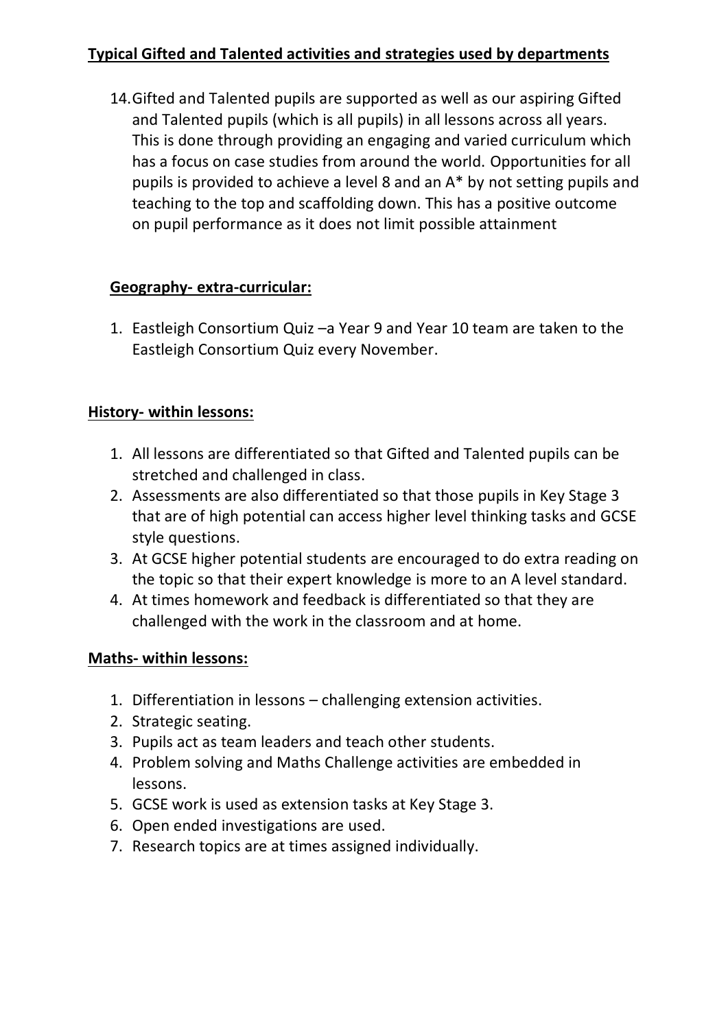**Typical Gifted and Talented activities and strategies used by departments**

14. Gifted and Talented pupils are supported as well as our aspiring Gifted and Talented pupils (which is all pupils) in all lessons across all years. This is done through providing an engaging and varied curriculum which has a focus on case studies from around the world. Opportunities for all pupils is provided to achieve a level 8 and an A* by not setting pupils and teaching to the top and scaffolding down. This has a positive outcome on pupil performance as it does not limit possible attainment

**Geography- extra-curricular:**

1. Eastleigh Consortium Quiz –a Year 9 and Year 10 team are taken to the Eastleigh Consortium Quiz every November.

**History- within lessons:**

1. All lessons are differentiated so that Gifted and Talented pupils can be stretched and challenged in class.
2. Assessments are also differentiated so that those pupils in Key Stage 3 that are of high potential can access higher level thinking tasks and GCSE style questions.
3. At GCSE higher potential students are encouraged to do extra reading on the topic so that their expert knowledge is more to an A level standard.
4. At times homework and feedback is differentiated so that they are challenged with the work in the classroom and at home.

**Maths- within lessons:**

1. Differentiation in lessons – challenging extension activities.
2. Strategic seating.
3. Pupils act as team leaders and teach other students.
4. Problem solving and Maths Challenge activities are embedded in lessons.
5. GCSE work is used as extension tasks at Key Stage 3.
6. Open ended investigations are used.
7. Research topics are at times assigned individually.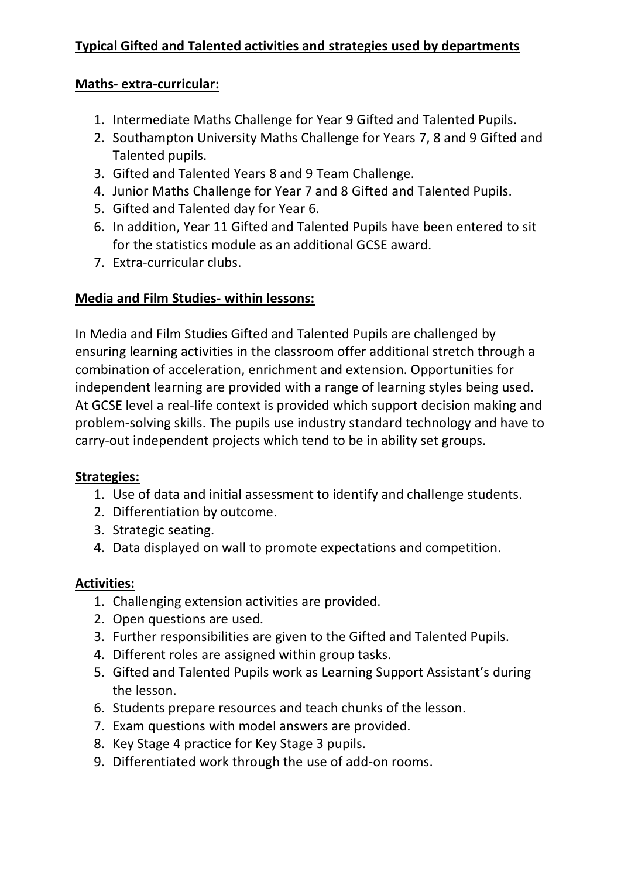## **Typical Gifted and Talented activities and strategies used by departments**

### **Maths- extra-curricular:**

1. Intermediate Maths Challenge for Year 9 Gifted and Talented Pupils.
2. Southampton University Maths Challenge for Years 7, 8 and 9 Gifted and Talented pupils.
3. Gifted and Talented Years 8 and 9 Team Challenge.
4. Junior Maths Challenge for Year 7 and 8 Gifted and Talented Pupils.
5. Gifted and Talented day for Year 6.
6. In addition, Year 11 Gifted and Talented Pupils have been entered to sit for the statistics module as an additional GCSE award.
7. Extra-curricular clubs.

### **Media and Film Studies- within lessons:**

In Media and Film Studies Gifted and Talented Pupils are challenged by ensuring learning activities in the classroom offer additional stretch through a combination of acceleration, enrichment and extension. Opportunities for independent learning are provided with a range of learning styles being used. At GCSE level a real-life context is provided which support decision making and problem-solving skills. The pupils use industry standard technology and have to carry-out independent projects which tend to be in ability set groups.

### **Strategies:**

1. Use of data and initial assessment to identify and challenge students.
2. Differentiation by outcome.
3. Strategic seating.
4. Data displayed on wall to promote expectations and competition.

### **Activities:**

1. Challenging extension activities are provided.
2. Open questions are used.
3. Further responsibilities are given to the Gifted and Talented Pupils.
4. Different roles are assigned within group tasks.
5. Gifted and Talented Pupils work as Learning Support Assistant's during the lesson.
6. Students prepare resources and teach chunks of the lesson.
7. Exam questions with model answers are provided.
8. Key Stage 4 practice for Key Stage 3 pupils.
9. Differentiated work through the use of add-on rooms.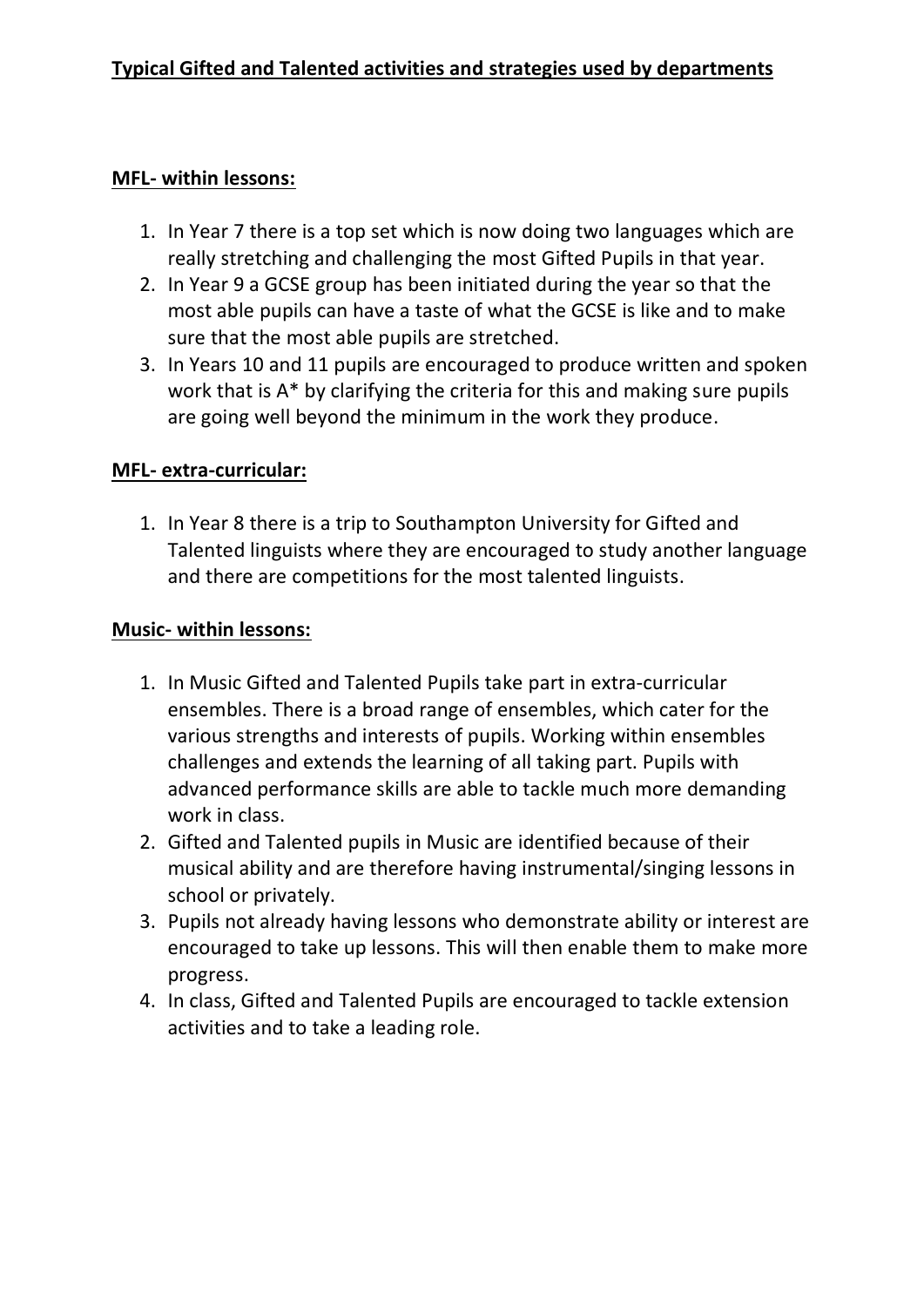## Typical Gifted and Talented activities and strategies used by departments

### MFL- within lessons:

1. In Year 7 there is a top set which is now doing two languages which are really stretching and challenging the most Gifted Pupils in that year.
2. In Year 9 a GCSE group has been initiated during the year so that the most able pupils can have a taste of what the GCSE is like and to make sure that the most able pupils are stretched.
3. In Years 10 and 11 pupils are encouraged to produce written and spoken work that is A* by clarifying the criteria for this and making sure pupils are going well beyond the minimum in the work they produce.

### MFL- extra-curricular:

1. In Year 8 there is a trip to Southampton University for Gifted and Talented linguists where they are encouraged to study another language and there are competitions for the most talented linguists.

### Music- within lessons:

1. In Music Gifted and Talented Pupils take part in extra-curricular ensembles. There is a broad range of ensembles, which cater for the various strengths and interests of pupils. Working within ensembles challenges and extends the learning of all taking part. Pupils with advanced performance skills are able to tackle much more demanding work in class.
2. Gifted and Talented pupils in Music are identified because of their musical ability and are therefore having instrumental/singing lessons in school or privately.
3. Pupils not already having lessons who demonstrate ability or interest are encouraged to take up lessons. This will then enable them to make more progress.
4. In class, Gifted and Talented Pupils are encouraged to tackle extension activities and to take a leading role.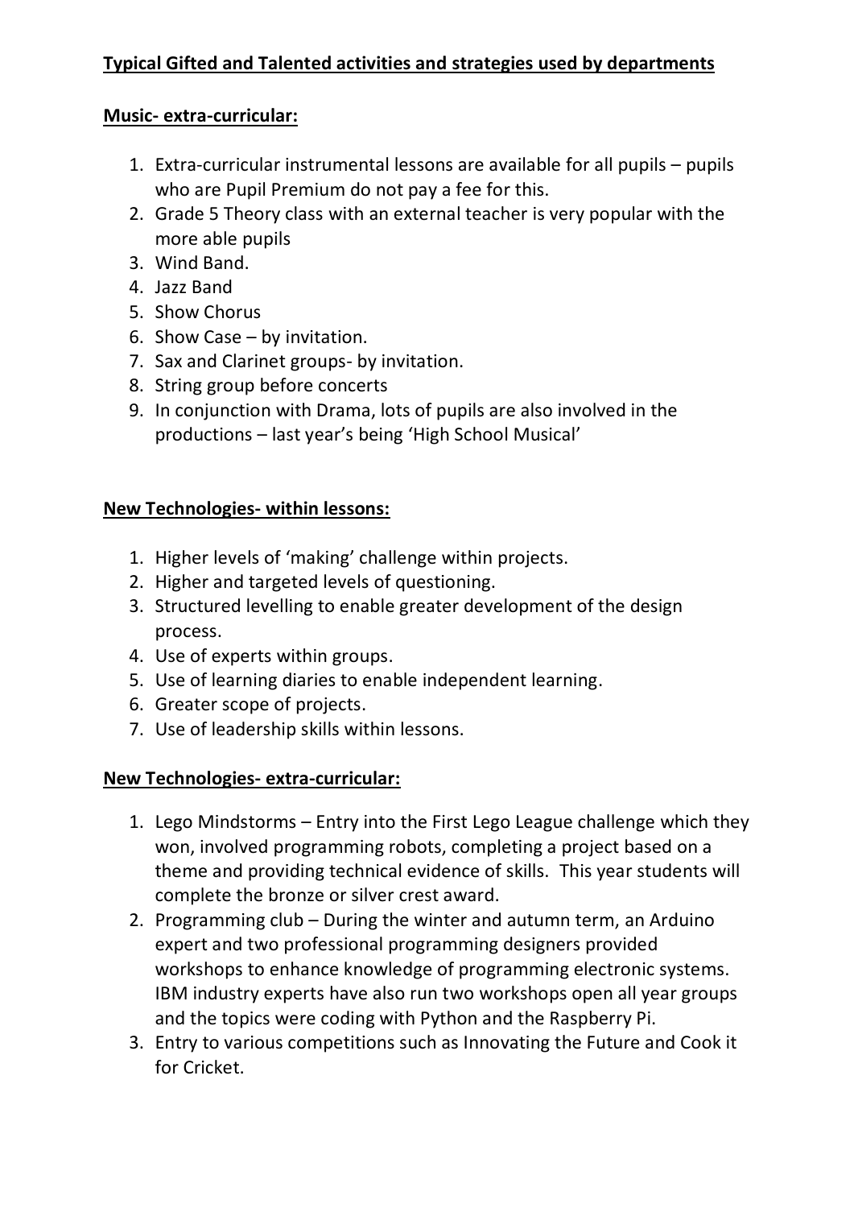**Typical Gifted and Talented activities and strategies used by departments**

**Music- extra-curricular:**

1. Extra-curricular instrumental lessons are available for all pupils – pupils who are Pupil Premium do not pay a fee for this.
2. Grade 5 Theory class with an external teacher is very popular with the more able pupils
3. Wind Band.
4. Jazz Band
5. Show Chorus
6. Show Case – by invitation.
7. Sax and Clarinet groups- by invitation.
8. String group before concerts
9. In conjunction with Drama, lots of pupils are also involved in the productions – last year's being 'High School Musical'

**New Technologies- within lessons:**

1. Higher levels of 'making' challenge within projects.
2. Higher and targeted levels of questioning.
3. Structured levelling to enable greater development of the design process.
4. Use of experts within groups.
5. Use of learning diaries to enable independent learning.
6. Greater scope of projects.
7. Use of leadership skills within lessons.

**New Technologies- extra-curricular:**

1. Lego Mindstorms – Entry into the First Lego League challenge which they won, involved programming robots, completing a project based on a theme and providing technical evidence of skills. This year students will complete the bronze or silver crest award.
2. Programming club – During the winter and autumn term, an Arduino expert and two professional programming designers provided workshops to enhance knowledge of programming electronic systems. IBM industry experts have also run two workshops open all year groups and the topics were coding with Python and the Raspberry Pi.
3. Entry to various competitions such as Innovating the Future and Cook it for Cricket.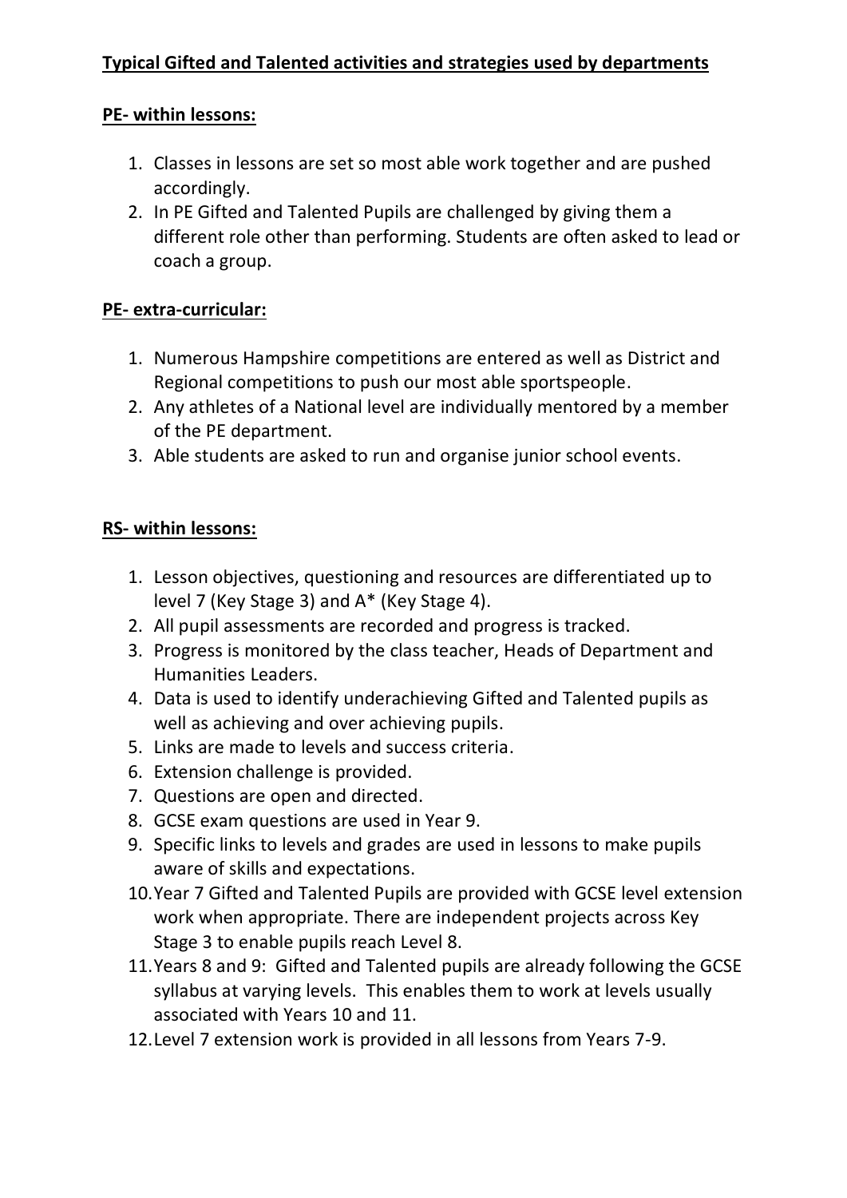**Typical Gifted and Talented activities and strategies used by departments**

**PE- within lessons:**

1. Classes in lessons are set so most able work together and are pushed accordingly.
2. In PE Gifted and Talented Pupils are challenged by giving them a different role other than performing. Students are often asked to lead or coach a group.

**PE- extra-curricular:**

1. Numerous Hampshire competitions are entered as well as District and Regional competitions to push our most able sportspeople.
2. Any athletes of a National level are individually mentored by a member of the PE department.
3. Able students are asked to run and organise junior school events.

**RS- within lessons:**

1. Lesson objectives, questioning and resources are differentiated up to level 7 (Key Stage 3) and A* (Key Stage 4).
2. All pupil assessments are recorded and progress is tracked.
3. Progress is monitored by the class teacher, Heads of Department and Humanities Leaders.
4. Data is used to identify underachieving Gifted and Talented pupils as well as achieving and over achieving pupils.
5. Links are made to levels and success criteria.
6. Extension challenge is provided.
7. Questions are open and directed.
8. GCSE exam questions are used in Year 9.
9. Specific links to levels and grades are used in lessons to make pupils aware of skills and expectations.
10. Year 7 Gifted and Talented Pupils are provided with GCSE level extension work when appropriate. There are independent projects across Key Stage 3 to enable pupils reach Level 8.
11. Years 8 and 9: Gifted and Talented pupils are already following the GCSE syllabus at varying levels. This enables them to work at levels usually associated with Years 10 and 11.
12. Level 7 extension work is provided in all lessons from Years 7-9.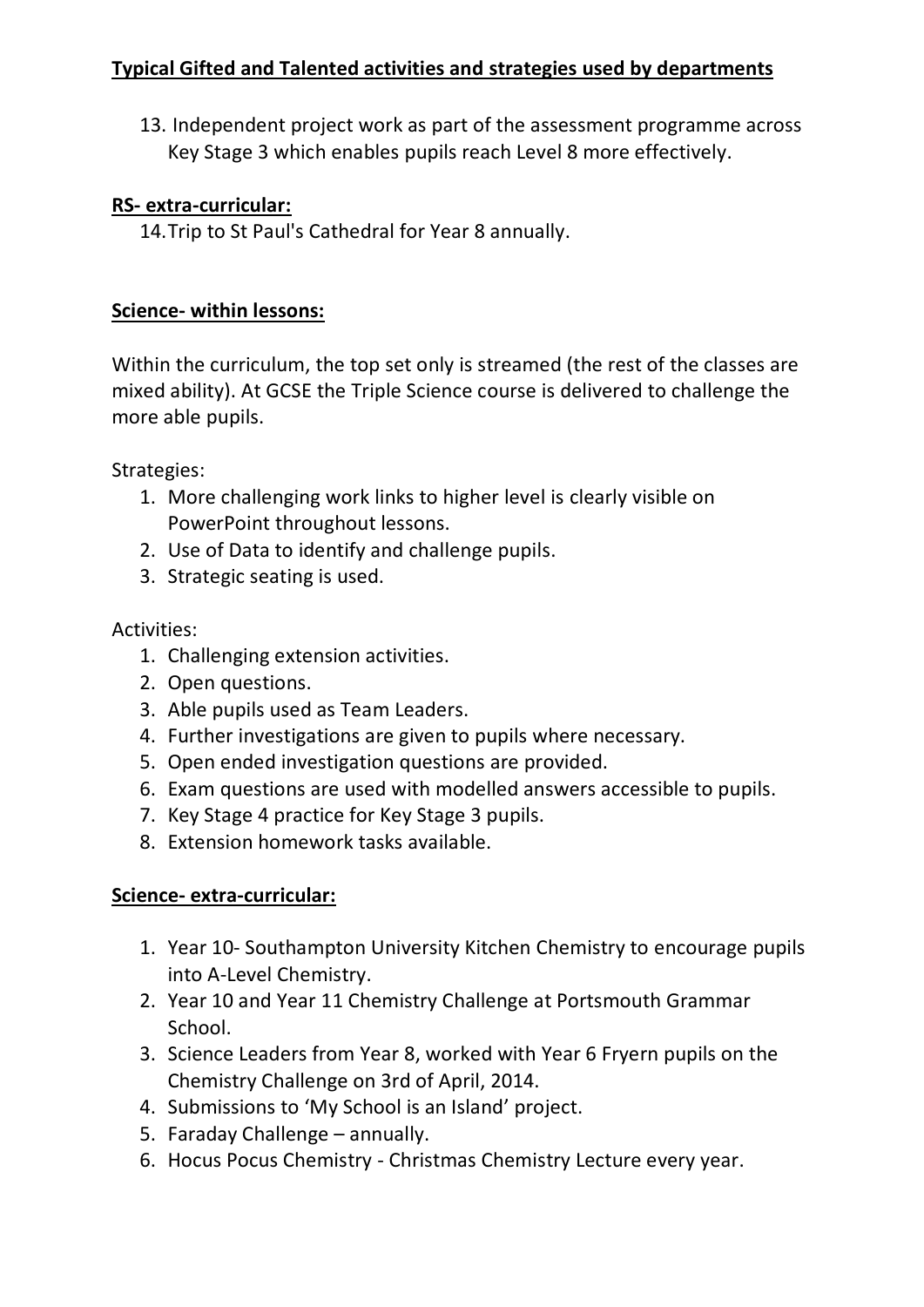**Typical Gifted and Talented activities and strategies used by departments**

13. Independent project work as part of the assessment programme across Key Stage 3 which enables pupils reach Level 8 more effectively.

**RS- extra-curricular:**

14. Trip to St Paul's Cathedral for Year 8 annually.

**Science- within lessons:**

Within the curriculum, the top set only is streamed (the rest of the classes are mixed ability). At GCSE the Triple Science course is delivered to challenge the more able pupils.

Strategies:

1. More challenging work links to higher level is clearly visible on PowerPoint throughout lessons.
2. Use of Data to identify and challenge pupils.
3. Strategic seating is used.

Activities:

1. Challenging extension activities.
2. Open questions.
3. Able pupils used as Team Leaders.
4. Further investigations are given to pupils where necessary.
5. Open ended investigation questions are provided.
6. Exam questions are used with modelled answers accessible to pupils.
7. Key Stage 4 practice for Key Stage 3 pupils.
8. Extension homework tasks available.

**Science- extra-curricular:**

1. Year 10- Southampton University Kitchen Chemistry to encourage pupils into A-Level Chemistry.
2. Year 10 and Year 11 Chemistry Challenge at Portsmouth Grammar School.
3. Science Leaders from Year 8, worked with Year 6 Fryern pupils on the Chemistry Challenge on 3rd of April, 2014.
4. Submissions to 'My School is an Island' project.
5. Faraday Challenge – annually.
6. Hocus Pocus Chemistry - Christmas Chemistry Lecture every year.